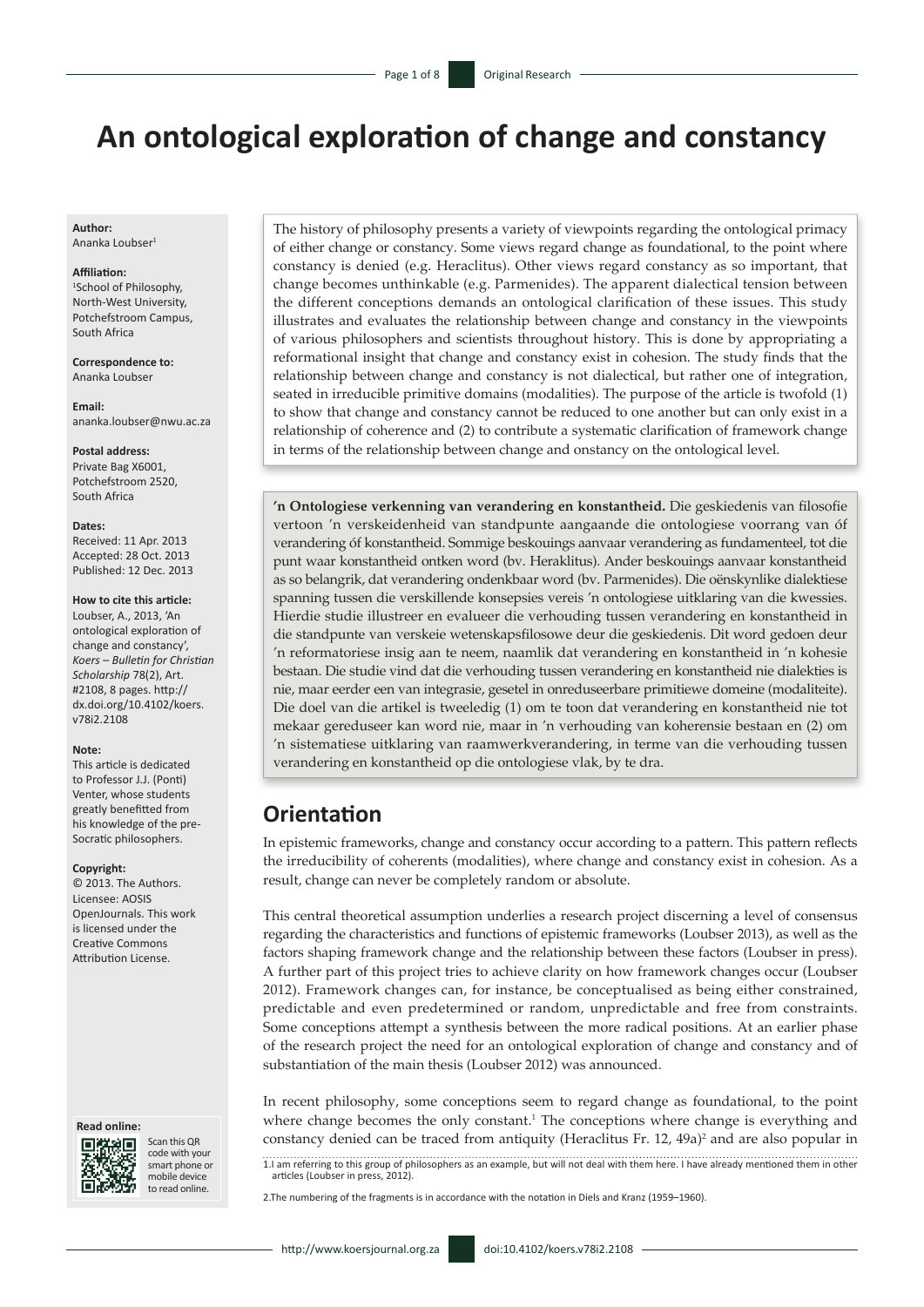# An ontological exploration of change and constancy

**Author:**
Ananka Loubser[1]

**Affiliation:**
[1]School of Philosophy, North-West University, Potchefstroom Campus, South Africa

**Correspondence to:**
Ananka Loubser

**Email:**
ananka.loubser@nwu.ac.za

**Postal address:**
Private Bag X6001, Potchefstroom 2520, South Africa

**Dates:**
Received: 11 Apr. 2013
Accepted: 28 Oct. 2013
Published: 12 Dec. 2013

**How to cite this article:**
Loubser, A., 2013, 'An ontological exploration of change and constancy', *Koers – Bulletin for Christian Scholarship* 78(2), Art. #2108, 8 pages. http://dx.doi.org/10.4102/koers.v78i2.2108

**Note:**
This article is dedicated to Professor J.J. (Ponti) Venter, whose students greatly benefitted from his knowledge of the pre-Socratic philosophers.

**Copyright:**
© 2013. The Authors. Licensee: AOSIS OpenJournals. This work is licensed under the Creative Commons Attribution License.

**Read online:**
Scan this QR code with your smart phone or mobile device to read online.

The history of philosophy presents a variety of viewpoints regarding the ontological primacy of either change or constancy. Some views regard change as foundational, to the point where constancy is denied (e.g. Heraclitus). Other views regard constancy as so important, that change becomes unthinkable (e.g. Parmenides). The apparent dialectical tension between the different conceptions demands an ontological clarification of these issues. This study illustrates and evaluates the relationship between change and constancy in the viewpoints of various philosophers and scientists throughout history. This is done by appropriating a reformational insight that change and constancy exist in cohesion. The study finds that the relationship between change and constancy is not dialectical, but rather one of integration, seated in irreducible primitive domains (modalities). The purpose of the article is twofold (1) to show that change and constancy cannot be reduced to one another but can only exist in a relationship of coherence and (2) to contribute a systematic clarification of framework change in terms of the relationship between change and onstancy on the ontological level.

**'n Ontologiese verkenning van verandering en konstantheid.** Die geskiedenis van filosofie vertoon 'n verskeidenheid van standpunte aangaande die ontologiese voorrang van óf verandering óf konstantheid. Sommige beskouings aanvaar verandering as fundamenteel, tot die punt waar konstantheid ontken word (bv. Heraklitus). Ander beskouings aanvaar konstantheid as so belangrik, dat verandering ondenkbaar word (bv. Parmenides). Die oënskynlike dialektiese spanning tussen die verskillende konsepsies vereis 'n ontologiese uitklaring van die kwessies. Hierdie studie illustreer en evalueer die verhouding tussen verandering en konstantheid in die standpunte van verskeie wetenskapsfilosowe deur die geskiedenis. Dit word gedoen deur 'n reformatoriese insig aan te neem, naamlik dat verandering en konstantheid in 'n kohesie bestaan. Die studie vind dat die verhouding tussen verandering en konstantheid nie dialekties is nie, maar eerder een van integrasie, gesetel in onreduseerbare primitiewe domeine (modaliteite). Die doel van die artikel is tweeledig (1) om te toon dat verandering en konstantheid nie tot mekaar gereduseer kan word nie, maar in 'n verhouding van koherensie bestaan en (2) om 'n sistematiese uitklaring van raamwerkverandering, in terme van die verhouding tussen verandering en konstantheid op die ontologiese vlak, by te dra.

## Orientation

In epistemic frameworks, change and constancy occur according to a pattern. This pattern reflects the irreducibility of coherents (modalities), where change and constancy exist in cohesion. As a result, change can never be completely random or absolute.

This central theoretical assumption underlies a research project discerning a level of consensus regarding the characteristics and functions of epistemic frameworks (Loubser 2013), as well as the factors shaping framework change and the relationship between these factors (Loubser in press). A further part of this project tries to achieve clarity on how framework changes occur (Loubser 2012). Framework changes can, for instance, be conceptualised as being either constrained, predictable and even predetermined or random, unpredictable and free from constraints. Some conceptions attempt a synthesis between the more radical positions. At an earlier phase of the research project the need for an ontological exploration of change and constancy and of substantiation of the main thesis (Loubser 2012) was announced.

In recent philosophy, some conceptions seem to regard change as foundational, to the point where change becomes the only constant.[1] The conceptions where change is everything and constancy denied can be traced from antiquity (Heraclitus Fr. 12, 49a)[2] and are also popular in

1. I am referring to this group of philosophers as an example, but will not deal with them here. I have already mentioned them in other articles (Loubser in press, 2012).

2. The numbering of the fragments is in accordance with the notation in Diels and Kranz (1959–1960).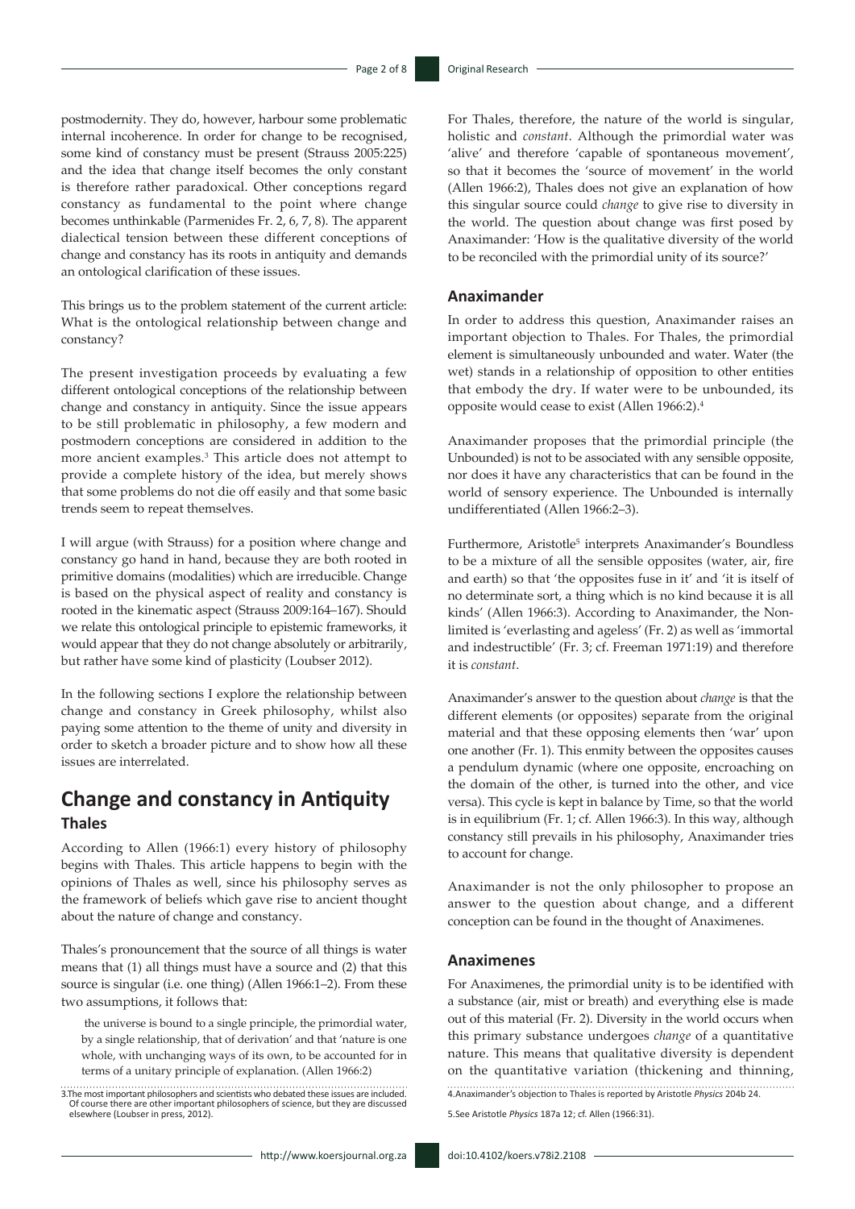postmodernity. They do, however, harbour some problematic internal incoherence. In order for change to be recognised, some kind of constancy must be present (Strauss 2005:225) and the idea that change itself becomes the only constant is therefore rather paradoxical. Other conceptions regard constancy as fundamental to the point where change becomes unthinkable (Parmenides Fr. 2, 6, 7, 8). The apparent dialectical tension between these different conceptions of change and constancy has its roots in antiquity and demands an ontological clarification of these issues.

This brings us to the problem statement of the current article: What is the ontological relationship between change and constancy?

The present investigation proceeds by evaluating a few different ontological conceptions of the relationship between change and constancy in antiquity. Since the issue appears to be still problematic in philosophy, a few modern and postmodern conceptions are considered in addition to the more ancient examples.[3] This article does not attempt to provide a complete history of the idea, but merely shows that some problems do not die off easily and that some basic trends seem to repeat themselves.

I will argue (with Strauss) for a position where change and constancy go hand in hand, because they are both rooted in primitive domains (modalities) which are irreducible. Change is based on the physical aspect of reality and constancy is rooted in the kinematic aspect (Strauss 2009:164–167). Should we relate this ontological principle to epistemic frameworks, it would appear that they do not change absolutely or arbitrarily, but rather have some kind of plasticity (Loubser 2012).

In the following sections I explore the relationship between change and constancy in Greek philosophy, whilst also paying some attention to the theme of unity and diversity in order to sketch a broader picture and to show how all these issues are interrelated.

# Change and constancy in Antiquity

## Thales

According to Allen (1966:1) every history of philosophy begins with Thales. This article happens to begin with the opinions of Thales as well, since his philosophy serves as the framework of beliefs which gave rise to ancient thought about the nature of change and constancy.

Thales's pronouncement that the source of all things is water means that (1) all things must have a source and (2) that this source is singular (i.e. one thing) (Allen 1966:1–2). From these two assumptions, it follows that:

> the universe is bound to a single principle, the primordial water, by a single relationship, that of derivation' and that 'nature is one whole, with unchanging ways of its own, to be accounted for in terms of a unitary principle of explanation. (Allen 1966:2)

For Thales, therefore, the nature of the world is singular, holistic and *constant*. Although the primordial water was 'alive' and therefore 'capable of spontaneous movement', so that it becomes the 'source of movement' in the world (Allen 1966:2), Thales does not give an explanation of how this singular source could *change* to give rise to diversity in the world. The question about change was first posed by Anaximander: 'How is the qualitative diversity of the world to be reconciled with the primordial unity of its source?'

## Anaximander

In order to address this question, Anaximander raises an important objection to Thales. For Thales, the primordial element is simultaneously unbounded and water. Water (the wet) stands in a relationship of opposition to other entities that embody the dry. If water were to be unbounded, its opposite would cease to exist (Allen 1966:2).[4]

Anaximander proposes that the primordial principle (the Unbounded) is not to be associated with any sensible opposite, nor does it have any characteristics that can be found in the world of sensory experience. The Unbounded is internally undifferentiated (Allen 1966:2–3).

Furthermore, Aristotle[5] interprets Anaximander's Boundless to be a mixture of all the sensible opposites (water, air, fire and earth) so that 'the opposites fuse in it' and 'it is itself of no determinate sort, a thing which is no kind because it is all kinds' (Allen 1966:3). According to Anaximander, the Non-limited is 'everlasting and ageless' (Fr. 2) as well as 'immortal and indestructible' (Fr. 3; cf. Freeman 1971:19) and therefore it is *constant*.

Anaximander's answer to the question about *change* is that the different elements (or opposites) separate from the original material and that these opposing elements then 'war' upon one another (Fr. 1). This enmity between the opposites causes a pendulum dynamic (where one opposite, encroaching on the domain of the other, is turned into the other, and vice versa). This cycle is kept in balance by Time, so that the world is in equilibrium (Fr. 1; cf. Allen 1966:3). In this way, although constancy still prevails in his philosophy, Anaximander tries to account for change.

Anaximander is not the only philosopher to propose an answer to the question about change, and a different conception can be found in the thought of Anaximenes.

## Anaximenes

For Anaximenes, the primordial unity is to be identified with a substance (air, mist or breath) and everything else is made out of this material (Fr. 2). Diversity in the world occurs when this primary substance undergoes *change* of a quantitative nature. This means that qualitative diversity is dependent on the quantitative variation (thickening and thinning,

3.The most important philosophers and scientists who debated these issues are included. Of course there are other important philosophers of science, but they are discussed elsewhere (Loubser in press, 2012).

4.Anaximander's objection to Thales is reported by Aristotle *Physics* 204b 24.

5.See Aristotle *Physics* 187a 12; cf. Allen (1966:31).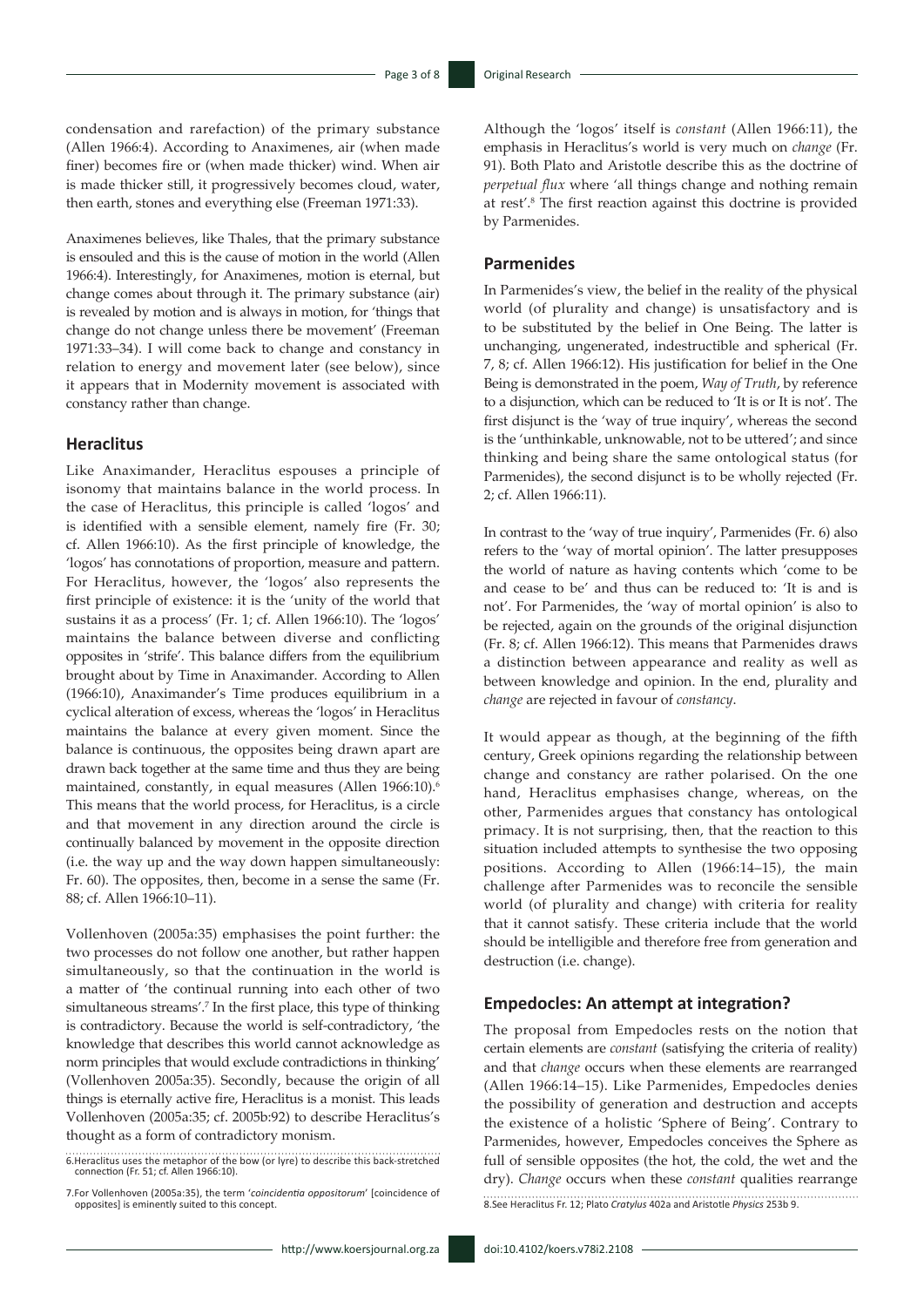condensation and rarefaction) of the primary substance (Allen 1966:4). According to Anaximenes, air (when made finer) becomes fire or (when made thicker) wind. When air is made thicker still, it progressively becomes cloud, water, then earth, stones and everything else (Freeman 1971:33).

Anaximenes believes, like Thales, that the primary substance is ensouled and this is the cause of motion in the world (Allen 1966:4). Interestingly, for Anaximenes, motion is eternal, but change comes about through it. The primary substance (air) is revealed by motion and is always in motion, for 'things that change do not change unless there be movement' (Freeman 1971:33–34). I will come back to change and constancy in relation to energy and movement later (see below), since it appears that in Modernity movement is associated with constancy rather than change.

## Heraclitus

Like Anaximander, Heraclitus espouses a principle of isonomy that maintains balance in the world process. In the case of Heraclitus, this principle is called 'logos' and is identified with a sensible element, namely fire (Fr. 30; cf. Allen 1966:10). As the first principle of knowledge, the 'logos' has connotations of proportion, measure and pattern. For Heraclitus, however, the 'logos' also represents the first principle of existence: it is the 'unity of the world that sustains it as a process' (Fr. 1; cf. Allen 1966:10). The 'logos' maintains the balance between diverse and conflicting opposites in 'strife'. This balance differs from the equilibrium brought about by Time in Anaximander. According to Allen (1966:10), Anaximander's Time produces equilibrium in a cyclical alteration of excess, whereas the 'logos' in Heraclitus maintains the balance at every given moment. Since the balance is continuous, the opposites being drawn apart are drawn back together at the same time and thus they are being maintained, constantly, in equal measures (Allen 1966:10).[6] This means that the world process, for Heraclitus, is a circle and that movement in any direction around the circle is continually balanced by movement in the opposite direction (i.e. the way up and the way down happen simultaneously: Fr. 60). The opposites, then, become in a sense the same (Fr. 88; cf. Allen 1966:10–11).

Vollenhoven (2005a:35) emphasises the point further: the two processes do not follow one another, but rather happen simultaneously, so that the continuation in the world is a matter of 'the continual running into each other of two simultaneous streams'.[7] In the first place, this type of thinking is contradictory. Because the world is self-contradictory, 'the knowledge that describes this world cannot acknowledge as norm principles that would exclude contradictions in thinking' (Vollenhoven 2005a:35). Secondly, because the origin of all things is eternally active fire, Heraclitus is a monist. This leads Vollenhoven (2005a:35; cf. 2005b:92) to describe Heraclitus's thought as a form of contradictory monism.

Although the 'logos' itself is *constant* (Allen 1966:11), the emphasis in Heraclitus's world is very much on *change* (Fr. 91). Both Plato and Aristotle describe this as the doctrine of *perpetual flux* where 'all things change and nothing remain at rest'.[8] The first reaction against this doctrine is provided by Parmenides.

## Parmenides

In Parmenides's view, the belief in the reality of the physical world (of plurality and change) is unsatisfactory and is to be substituted by the belief in One Being. The latter is unchanging, ungenerated, indestructible and spherical (Fr. 7, 8; cf. Allen 1966:12). His justification for belief in the One Being is demonstrated in the poem, *Way of Truth*, by reference to a disjunction, which can be reduced to 'It is or It is not'. The first disjunct is the 'way of true inquiry', whereas the second is the 'unthinkable, unknowable, not to be uttered'; and since thinking and being share the same ontological status (for Parmenides), the second disjunct is to be wholly rejected (Fr. 2; cf. Allen 1966:11).

In contrast to the 'way of true inquiry', Parmenides (Fr. 6) also refers to the 'way of mortal opinion'. The latter presupposes the world of nature as having contents which 'come to be and cease to be' and thus can be reduced to: 'It is and is not'. For Parmenides, the 'way of mortal opinion' is also to be rejected, again on the grounds of the original disjunction (Fr. 8; cf. Allen 1966:12). This means that Parmenides draws a distinction between appearance and reality as well as between knowledge and opinion. In the end, plurality and *change* are rejected in favour of *constancy*.

It would appear as though, at the beginning of the fifth century, Greek opinions regarding the relationship between change and constancy are rather polarised. On the one hand, Heraclitus emphasises change, whereas, on the other, Parmenides argues that constancy has ontological primacy. It is not surprising, then, that the reaction to this situation included attempts to synthesise the two opposing positions. According to Allen (1966:14–15), the main challenge after Parmenides was to reconcile the sensible world (of plurality and change) with criteria for reality that it cannot satisfy. These criteria include that the world should be intelligible and therefore free from generation and destruction (i.e. change).

## Empedocles: An attempt at integration?

The proposal from Empedocles rests on the notion that certain elements are *constant* (satisfying the criteria of reality) and that *change* occurs when these elements are rearranged (Allen 1966:14–15). Like Parmenides, Empedocles denies the possibility of generation and destruction and accepts the existence of a holistic 'Sphere of Being'. Contrary to Parmenides, however, Empedocles conceives the Sphere as full of sensible opposites (the hot, the cold, the wet and the dry). *Change* occurs when these *constant* qualities rearrange

6. Heraclitus uses the metaphor of the bow (or lyre) to describe this back-stretched connection (Fr. 51; cf. Allen 1966:10).

7. For Vollenhoven (2005a:35), the term '*coincidentia oppositorum*' [coincidence of opposites] is eminently suited to this concept.

8. See Heraclitus Fr. 12; Plato *Cratylus* 402a and Aristotle *Physics* 253b 9.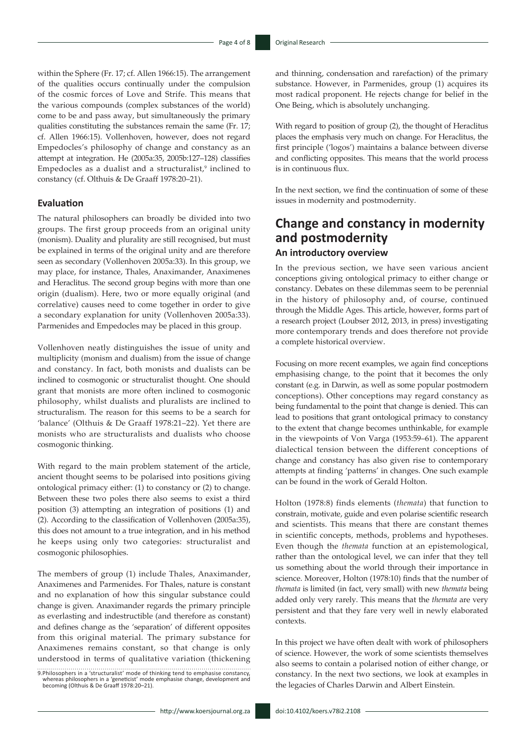within the Sphere (Fr. 17; cf. Allen 1966:15). The arrangement of the qualities occurs continually under the compulsion of the cosmic forces of Love and Strife. This means that the various compounds (complex substances of the world) come to be and pass away, but simultaneously the primary qualities constituting the substances remain the same (Fr. 17; cf. Allen 1966:15). Vollenhoven, however, does not regard Empedocles's philosophy of change and constancy as an attempt at integration. He (2005a:35, 2005b:127–128) classifies Empedocles as a dualist and a structuralist,[9] inclined to constancy (cf. Olthuis & De Graaff 1978:20–21).

### Evaluation

The natural philosophers can broadly be divided into two groups. The first group proceeds from an original unity (monism). Duality and plurality are still recognised, but must be explained in terms of the original unity and are therefore seen as secondary (Vollenhoven 2005a:33). In this group, we may place, for instance, Thales, Anaximander, Anaximenes and Heraclitus. The second group begins with more than one origin (dualism). Here, two or more equally original (and correlative) causes need to come together in order to give a secondary explanation for unity (Vollenhoven 2005a:33). Parmenides and Empedocles may be placed in this group.

Vollenhoven neatly distinguishes the issue of unity and multiplicity (monism and dualism) from the issue of change and constancy. In fact, both monists and dualists can be inclined to cosmogonic or structuralist thought. One should grant that monists are more often inclined to cosmogonic philosophy, whilst dualists and pluralists are inclined to structuralism. The reason for this seems to be a search for 'balance' (Olthuis & De Graaff 1978:21–22). Yet there are monists who are structuralists and dualists who choose cosmogonic thinking.

With regard to the main problem statement of the article, ancient thought seems to be polarised into positions giving ontological primacy either: (1) to constancy or (2) to change. Between these two poles there also seems to exist a third position (3) attempting an integration of positions (1) and (2). According to the classification of Vollenhoven (2005a:35), this does not amount to a true integration, and in his method he keeps using only two categories: structuralist and cosmogonic philosophies.

The members of group (1) include Thales, Anaximander, Anaximenes and Parmenides. For Thales, nature is constant and no explanation of how this singular substance could change is given. Anaximander regards the primary principle as everlasting and indestructible (and therefore as constant) and defines change as the 'separation' of different opposites from this original material. The primary substance for Anaximenes remains constant, so that change is only understood in terms of qualitative variation (thickening and thinning, condensation and rarefaction) of the primary substance. However, in Parmenides, group (1) acquires its most radical proponent. He rejects change for belief in the One Being, which is absolutely unchanging.

With regard to position of group (2), the thought of Heraclitus places the emphasis very much on change. For Heraclitus, the first principle ('logos') maintains a balance between diverse and conflicting opposites. This means that the world process is in continuous flux.

In the next section, we find the continuation of some of these issues in modernity and postmodernity.

## Change and constancy in modernity and postmodernity

### An introductory overview

In the previous section, we have seen various ancient conceptions giving ontological primacy to either change or constancy. Debates on these dilemmas seem to be perennial in the history of philosophy and, of course, continued through the Middle Ages. This article, however, forms part of a research project (Loubser 2012, 2013, in press) investigating more contemporary trends and does therefore not provide a complete historical overview.

Focusing on more recent examples, we again find conceptions emphasising change, to the point that it becomes the only constant (e.g. in Darwin, as well as some popular postmodern conceptions). Other conceptions may regard constancy as being fundamental to the point that change is denied. This can lead to positions that grant ontological primacy to constancy to the extent that change becomes unthinkable, for example in the viewpoints of Von Varga (1953:59–61). The apparent dialectical tension between the different conceptions of change and constancy has also given rise to contemporary attempts at finding 'patterns' in changes. One such example can be found in the work of Gerald Holton.

Holton (1978:8) finds elements (*themata*) that function to constrain, motivate, guide and even polarise scientific research and scientists. This means that there are constant themes in scientific concepts, methods, problems and hypotheses. Even though the *themata* function at an epistemological, rather than the ontological level, we can infer that they tell us something about the world through their importance in science. Moreover, Holton (1978:10) finds that the number of *themata* is limited (in fact, very small) with new *themata* being added only very rarely. This means that the *themata* are very persistent and that they fare very well in newly elaborated contexts.

In this project we have often dealt with work of philosophers of science. However, the work of some scientists themselves also seems to contain a polarised notion of either change, or constancy. In the next two sections, we look at examples in the legacies of Charles Darwin and Albert Einstein.

9. Philosophers in a 'structuralist' mode of thinking tend to emphasise constancy, whereas philosophers in a 'geneticist' mode emphasise change, development and becoming (Olthuis & De Graaff 1978:20–21).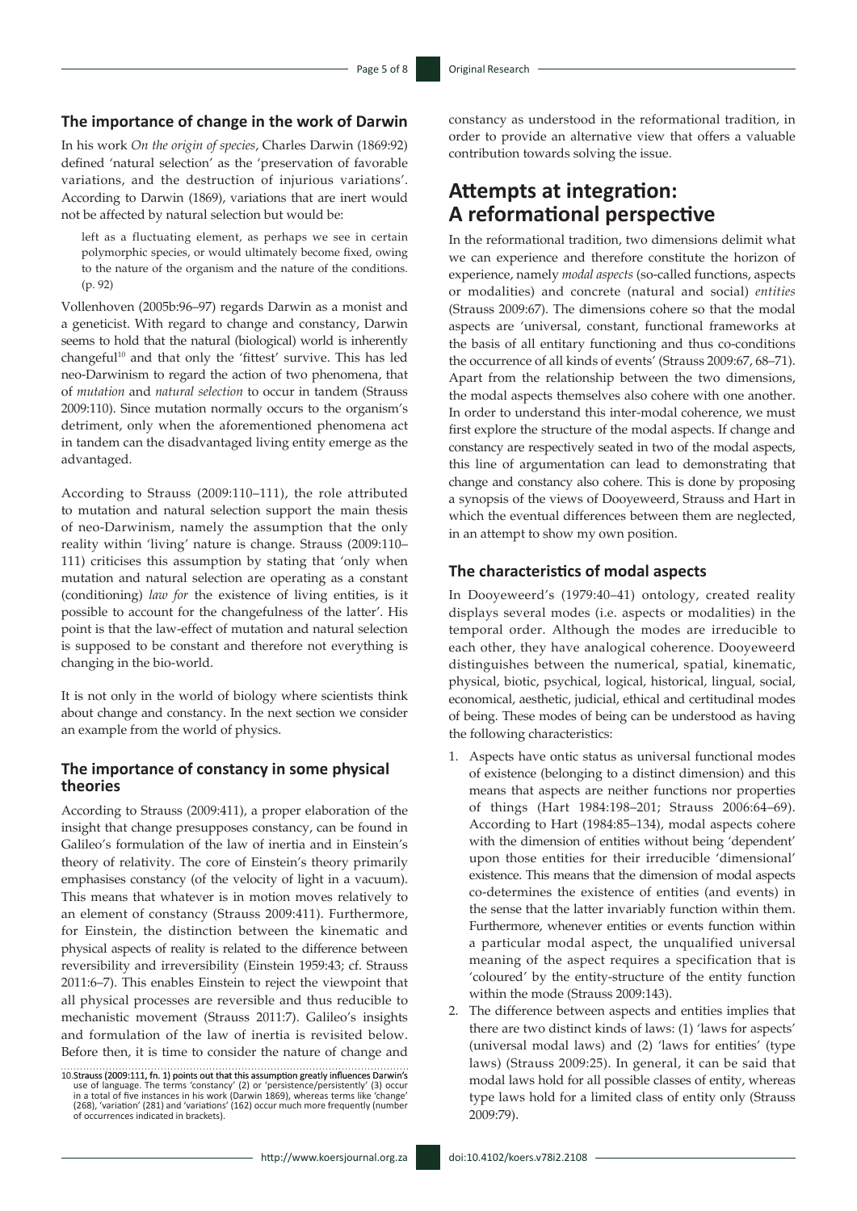### The importance of change in the work of Darwin

In his work *On the origin of species*, Charles Darwin (1869:92) defined 'natural selection' as the 'preservation of favorable variations, and the destruction of injurious variations'. According to Darwin (1869), variations that are inert would not be affected by natural selection but would be:

> left as a fluctuating element, as perhaps we see in certain polymorphic species, or would ultimately become fixed, owing to the nature of the organism and the nature of the conditions. (p. 92)

Vollenhoven (2005b:96–97) regards Darwin as a monist and a geneticist. With regard to change and constancy, Darwin seems to hold that the natural (biological) world is inherently changeful[10] and that only the 'fittest' survive. This has led neo-Darwinism to regard the action of two phenomena, that of *mutation* and *natural selection* to occur in tandem (Strauss 2009:110). Since mutation normally occurs to the organism's detriment, only when the aforementioned phenomena act in tandem can the disadvantaged living entity emerge as the advantaged.

According to Strauss (2009:110–111), the role attributed to mutation and natural selection support the main thesis of neo-Darwinism, namely the assumption that the only reality within 'living' nature is change. Strauss (2009:110–111) criticises this assumption by stating that 'only when mutation and natural selection are operating as a constant (conditioning) *law for* the existence of living entities, is it possible to account for the changefulness of the latter'. His point is that the law-effect of mutation and natural selection is supposed to be constant and therefore not everything is changing in the bio-world.

It is not only in the world of biology where scientists think about change and constancy. In the next section we consider an example from the world of physics.

### The importance of constancy in some physical theories

According to Strauss (2009:411), a proper elaboration of the insight that change presupposes constancy, can be found in Galileo's formulation of the law of inertia and in Einstein's theory of relativity. The core of Einstein's theory primarily emphasises constancy (of the velocity of light in a vacuum). This means that whatever is in motion moves relatively to an element of constancy (Strauss 2009:411). Furthermore, for Einstein, the distinction between the kinematic and physical aspects of reality is related to the difference between reversibility and irreversibility (Einstein 1959:43; cf. Strauss 2011:6–7). This enables Einstein to reject the viewpoint that all physical processes are reversible and thus reducible to mechanistic movement (Strauss 2011:7). Galileo's insights and formulation of the law of inertia is revisited below. Before then, it is time to consider the nature of change and constancy as understood in the reformational tradition, in order to provide an alternative view that offers a valuable contribution towards solving the issue.

## Attempts at integration: A reformational perspective

In the reformational tradition, two dimensions delimit what we can experience and therefore constitute the horizon of experience, namely *modal aspects* (so-called functions, aspects or modalities) and concrete (natural and social) *entities* (Strauss 2009:67). The dimensions cohere so that the modal aspects are 'universal, constant, functional frameworks at the basis of all entitary functioning and thus co-conditions the occurrence of all kinds of events' (Strauss 2009:67, 68–71). Apart from the relationship between the two dimensions, the modal aspects themselves also cohere with one another. In order to understand this inter-modal coherence, we must first explore the structure of the modal aspects. If change and constancy are respectively seated in two of the modal aspects, this line of argumentation can lead to demonstrating that change and constancy also cohere. This is done by proposing a synopsis of the views of Dooyeweerd, Strauss and Hart in which the eventual differences between them are neglected, in an attempt to show my own position.

### The characteristics of modal aspects

In Dooyeweerd's (1979:40–41) ontology, created reality displays several modes (i.e. aspects or modalities) in the temporal order. Although the modes are irreducible to each other, they have analogical coherence. Dooyeweerd distinguishes between the numerical, spatial, kinematic, physical, biotic, psychical, logical, historical, lingual, social, economical, aesthetic, judicial, ethical and certitudinal modes of being. These modes of being can be understood as having the following characteristics:

1. Aspects have ontic status as universal functional modes of existence (belonging to a distinct dimension) and this means that aspects are neither functions nor properties of things (Hart 1984:198–201; Strauss 2006:64–69). According to Hart (1984:85–134), modal aspects cohere with the dimension of entities without being 'dependent' upon those entities for their irreducible 'dimensional' existence. This means that the dimension of modal aspects co-determines the existence of entities (and events) in the sense that the latter invariably function within them. Furthermore, whenever entities or events function within a particular modal aspect, the unqualified universal meaning of the aspect requires a specification that is 'coloured' by the entity-structure of the entity function within the mode (Strauss 2009:143).
2. The difference between aspects and entities implies that there are two distinct kinds of laws: (1) 'laws for aspects' (universal modal laws) and (2) 'laws for entities' (type laws) (Strauss 2009:25). In general, it can be said that modal laws hold for all possible classes of entity, whereas type laws hold for a limited class of entity only (Strauss 2009:79).

10. Strauss (2009:111, fn. 1) points out that this assumption greatly influences Darwin's use of language. The terms 'constancy' (2) or 'persistence/persistently' (3) occur in a total of five instances in his work (Darwin 1869), whereas terms like 'change' (268), 'variation' (281) and 'variations' (162) occur much more frequently (number of occurrences indicated in brackets).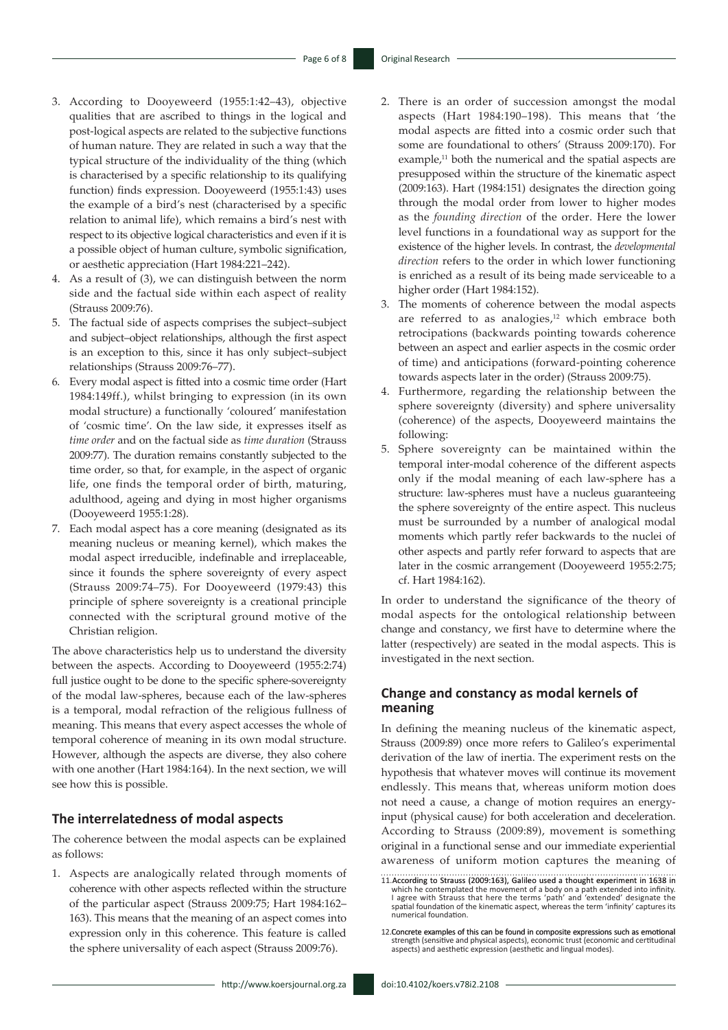3. According to Dooyeweerd (1955:1:42–43), objective qualities that are ascribed to things in the logical and post-logical aspects are related to the subjective functions of human nature. They are related in such a way that the typical structure of the individuality of the thing (which is characterised by a specific relationship to its qualifying function) finds expression. Dooyeweerd (1955:1:43) uses the example of a bird's nest (characterised by a specific relation to animal life), which remains a bird's nest with respect to its objective logical characteristics and even if it is a possible object of human culture, symbolic signification, or aesthetic appreciation (Hart 1984:221–242).
4. As a result of (3), we can distinguish between the norm side and the factual side within each aspect of reality (Strauss 2009:76).
5. The factual side of aspects comprises the subject–subject and subject–object relationships, although the first aspect is an exception to this, since it has only subject–subject relationships (Strauss 2009:76–77).
6. Every modal aspect is fitted into a cosmic time order (Hart 1984:149ff.), whilst bringing to expression (in its own modal structure) a functionally 'coloured' manifestation of 'cosmic time'. On the law side, it expresses itself as *time order* and on the factual side as *time duration* (Strauss 2009:77). The duration remains constantly subjected to the time order, so that, for example, in the aspect of organic life, one finds the temporal order of birth, maturing, adulthood, ageing and dying in most higher organisms (Dooyeweerd 1955:1:28).
7. Each modal aspect has a core meaning (designated as its meaning nucleus or meaning kernel), which makes the modal aspect irreducible, indefinable and irreplaceable, since it founds the sphere sovereignty of every aspect (Strauss 2009:74–75). For Dooyeweerd (1979:43) this principle of sphere sovereignty is a creational principle connected with the scriptural ground motive of the Christian religion.

The above characteristics help us to understand the diversity between the aspects. According to Dooyeweerd (1955:2:74) full justice ought to be done to the specific sphere-sovereignty of the modal law-spheres, because each of the law-spheres is a temporal, modal refraction of the religious fullness of meaning. This means that every aspect accesses the whole of temporal coherence of meaning in its own modal structure. However, although the aspects are diverse, they also cohere with one another (Hart 1984:164). In the next section, we will see how this is possible.

## The interrelatedness of modal aspects

The coherence between the modal aspects can be explained as follows:

1. Aspects are analogically related through moments of coherence with other aspects reflected within the structure of the particular aspect (Strauss 2009:75; Hart 1984:162–163). This means that the meaning of an aspect comes into expression only in this coherence. This feature is called the sphere universality of each aspect (Strauss 2009:76).
2. There is an order of succession amongst the modal aspects (Hart 1984:190–198). This means that 'the modal aspects are fitted into a cosmic order such that some are foundational to others' (Strauss 2009:170). For example,[11] both the numerical and the spatial aspects are presupposed within the structure of the kinematic aspect (2009:163). Hart (1984:151) designates the direction going through the modal order from lower to higher modes as the *founding direction* of the order. Here the lower level functions in a foundational way as support for the existence of the higher levels. In contrast, the *developmental direction* refers to the order in which lower functioning is enriched as a result of its being made serviceable to a higher order (Hart 1984:152).
3. The moments of coherence between the modal aspects are referred to as analogies,[12] which embrace both retrocipations (backwards pointing towards coherence between an aspect and earlier aspects in the cosmic order of time) and anticipations (forward-pointing coherence towards aspects later in the order) (Strauss 2009:75).
4. Furthermore, regarding the relationship between the sphere sovereignty (diversity) and sphere universality (coherence) of the aspects, Dooyeweerd maintains the following:
5. Sphere sovereignty can be maintained within the temporal inter-modal coherence of the different aspects only if the modal meaning of each law-sphere has a structure: law-spheres must have a nucleus guaranteeing the sphere sovereignty of the entire aspect. This nucleus must be surrounded by a number of analogical modal moments which partly refer backwards to the nuclei of other aspects and partly refer forward to aspects that are later in the cosmic arrangement (Dooyeweerd 1955:2:75; cf. Hart 1984:162).

In order to understand the significance of the theory of modal aspects for the ontological relationship between change and constancy, we first have to determine where the latter (respectively) are seated in the modal aspects. This is investigated in the next section.

## Change and constancy as modal kernels of meaning

In defining the meaning nucleus of the kinematic aspect, Strauss (2009:89) once more refers to Galileo's experimental derivation of the law of inertia. The experiment rests on the hypothesis that whatever moves will continue its movement endlessly. This means that, whereas uniform motion does not need a cause, a change of motion requires an energy-input (physical cause) for both acceleration and deceleration. According to Strauss (2009:89), movement is something original in a functional sense and our immediate experiential awareness of uniform motion captures the meaning of

11. According to Strauss (2009:163), Galileo used a thought experiment in 1638 in which he contemplated the movement of a body on a path extended into infinity. I agree with Strauss that here the terms 'path' and 'extended' designate the spatial foundation of the kinematic aspect, whereas the term 'infinity' captures its numerical foundation.

12. Concrete examples of this can be found in composite expressions such as emotional strength (sensitive and physical aspects), economic trust (economic and certitudinal aspects) and aesthetic expression (aesthetic and lingual modes).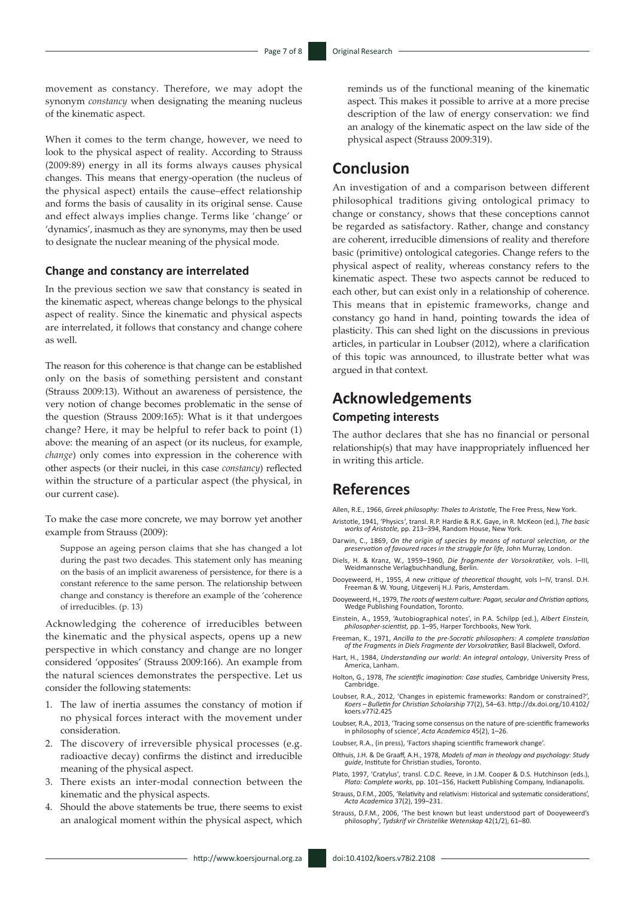movement as constancy. Therefore, we may adopt the synonym *constancy* when designating the meaning nucleus of the kinematic aspect.

When it comes to the term change, however, we need to look to the physical aspect of reality. According to Strauss (2009:89) energy in all its forms always causes physical changes. This means that energy-operation (the nucleus of the physical aspect) entails the cause–effect relationship and forms the basis of causality in its original sense. Cause and effect always implies change. Terms like 'change' or 'dynamics', inasmuch as they are synonyms, may then be used to designate the nuclear meaning of the physical mode.

### Change and constancy are interrelated

In the previous section we saw that constancy is seated in the kinematic aspect, whereas change belongs to the physical aspect of reality. Since the kinematic and physical aspects are interrelated, it follows that constancy and change cohere as well.

The reason for this coherence is that change can be established only on the basis of something persistent and constant (Strauss 2009:13). Without an awareness of persistence, the very notion of change becomes problematic in the sense of the question (Strauss 2009:165): What is it that undergoes change? Here, it may be helpful to refer back to point (1) above: the meaning of an aspect (or its nucleus, for example, *change*) only comes into expression in the coherence with other aspects (or their nuclei, in this case *constancy*) reflected within the structure of a particular aspect (the physical, in our current case).

To make the case more concrete, we may borrow yet another example from Strauss (2009):

> Suppose an ageing person claims that she has changed a lot during the past two decades. This statement only has meaning on the basis of an implicit awareness of persistence, for there is a constant reference to the same person. The relationship between change and constancy is therefore an example of the 'coherence of irreducibles. (p. 13)

Acknowledging the coherence of irreducibles between the kinematic and the physical aspects, opens up a new perspective in which constancy and change are no longer considered 'opposites' (Strauss 2009:166). An example from the natural sciences demonstrates the perspective. Let us consider the following statements:

1. The law of inertia assumes the constancy of motion if no physical forces interact with the movement under consideration.
2. The discovery of irreversible physical processes (e.g. radioactive decay) confirms the distinct and irreducible meaning of the physical aspect.
3. There exists an inter-modal connection between the kinematic and the physical aspects.
4. Should the above statements be true, there seems to exist an analogical moment within the physical aspect, which reminds us of the functional meaning of the kinematic aspect. This makes it possible to arrive at a more precise description of the law of energy conservation: we find an analogy of the kinematic aspect on the law side of the physical aspect (Strauss 2009:319).

## Conclusion

An investigation of and a comparison between different philosophical traditions giving ontological primacy to change or constancy, shows that these conceptions cannot be regarded as satisfactory. Rather, change and constancy are coherent, irreducible dimensions of reality and therefore basic (primitive) ontological categories. Change refers to the physical aspect of reality, whereas constancy refers to the kinematic aspect. These two aspects cannot be reduced to each other, but can exist only in a relationship of coherence. This means that in epistemic frameworks, change and constancy go hand in hand, pointing towards the idea of plasticity. This can shed light on the discussions in previous articles, in particular in Loubser (2012), where a clarification of this topic was announced, to illustrate better what was argued in that context.

## Acknowledgements

### Competing interests

The author declares that she has no financial or personal relationship(s) that may have inappropriately influenced her in writing this article.

## References

Allen, R.E., 1966, *Greek philosophy: Thales to Aristotle,* The Free Press, New York.

Aristotle, 1941, 'Physics', transl. R.P. Hardie & R.K. Gaye, in R. McKeon (ed.), *The basic works of Aristotle,* pp. 213–394, Random House, New York.

Darwin, C., 1869, *On the origin of species by means of natural selection, or the preservation of favoured races in the struggle for life,* John Murray, London.

Diels, H. & Kranz, W., 1959–1960, *Die fragmente der Vorsokratiker,* vols. I–III, Weidmannsche Verlagbuchhandlung, Berlin.

Dooyeweerd, H., 1955, *A new critique of theoretical thought,* vols I–IV, transl. D.H. Freeman & W. Young, Uitgeverij H.J. Paris, Amsterdam.

Dooyeweerd, H., 1979, *The roots of western culture: Pagan, secular and Christian options,* Wedge Publishing Foundation, Toronto.

Einstein, A., 1959, 'Autobiographical notes', in P.A. Schilpp (ed.), *Albert Einstein, philosopher-scientist,* pp. 1–95, Harper Torchbooks, New York.

Freeman, K., 1971, *Ancilla to the pre-Socratic philosophers: A complete translation of the Fragments in Diels Fragmente der Vorsokratiker,* Basil Blackwell, Oxford.

Hart, H., 1984, *Understanding our world: An integral ontology*, University Press of America, Lanham.

Holton, G., 1978, *The scientific imagination: Case studies,* Cambridge University Press, Cambridge.

Loubser, R.A., 2012, 'Changes in epistemic frameworks: Random or constrained?', *Koers – Bulletin for Christian Scholarship* 77(2), 54–63. http://dx.doi.org/10.4102/koers.v77i2.425

Loubser, R.A., 2013, 'Tracing some consensus on the nature of pre-scientific frameworks in philosophy of science', *Acta Academica* 45(2), 1–26.

Loubser, R.A., (in press), 'Factors shaping scientific framework change'.

Olthuis, J.H. & De Graaff, A.H., 1978, *Models of man in theology and psychology*: *Study guide*, Institute for Christian studies, Toronto.

Plato, 1997, 'Cratylus', transl. C.D.C. Reeve, in J.M. Cooper & D.S. Hutchinson (eds.), *Plato: Complete works,* pp. 101–156, Hackett Publishing Company, Indianapolis.

Strauss, D.F.M., 2005, 'Relativity and relativism: Historical and systematic considerations', *Acta Academica* 37(2), 199–231.

Strauss, D.F.M., 2006, 'The best known but least understood part of Dooyeweerd's philosophy', *Tydskrif vir Christelike Wetenskap* 42(1/2), 61–80.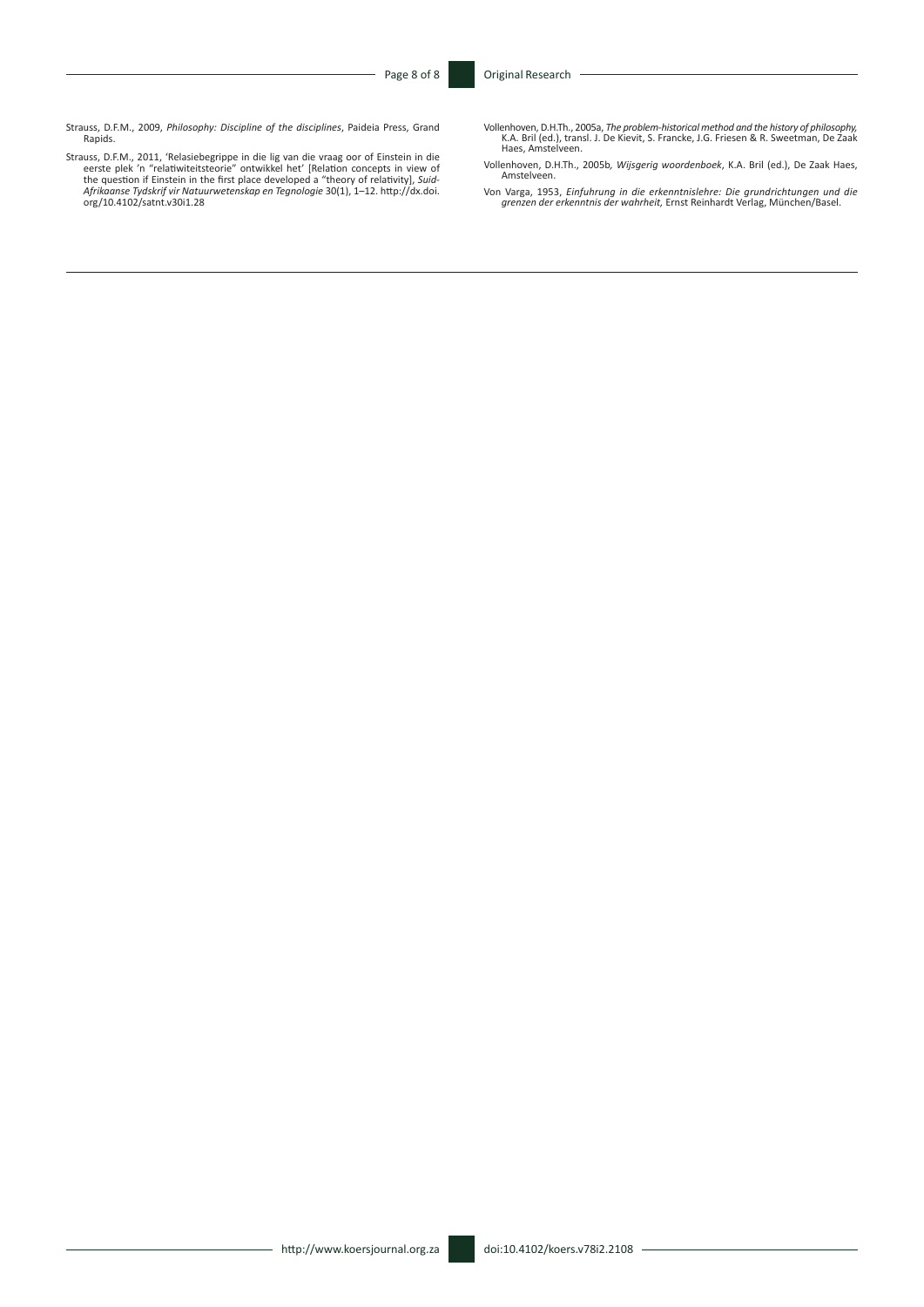Strauss, D.F.M., 2009, *Philosophy: Discipline of the disciplines*, Paideia Press, Grand Rapids.

Strauss, D.F.M., 2011, 'Relasiebegrippe in die lig van die vraag oor of Einstein in die eerste plek 'n "relatiwiteitsteorie" ontwikkel het' [Relation concepts in view of the question if Einstein in the first place developed a "theory of relativity], *Suid-Afrikaanse Tydskrif vir Natuurwetenskap en Tegnologie* 30(1), 1–12. http://dx.doi.org/10.4102/satnt.v30i1.28

Vollenhoven, D.H.Th., 2005a, *The problem-historical method and the history of philosophy,* K.A. Bril (ed.), transl. J. De Kievit, S. Francke, J.G. Friesen & R. Sweetman, De Zaak Haes, Amstelveen.

Vollenhoven, D.H.Th., 2005b*, Wijsgerig woordenboek*, K.A. Bril (ed.), De Zaak Haes, Amstelveen.

Von Varga, 1953, *Einfuhrung in die erkenntnislehre: Die grundrichtungen und die grenzen der erkenntnis der wahrheit,* Ernst Reinhardt Verlag, München/Basel.